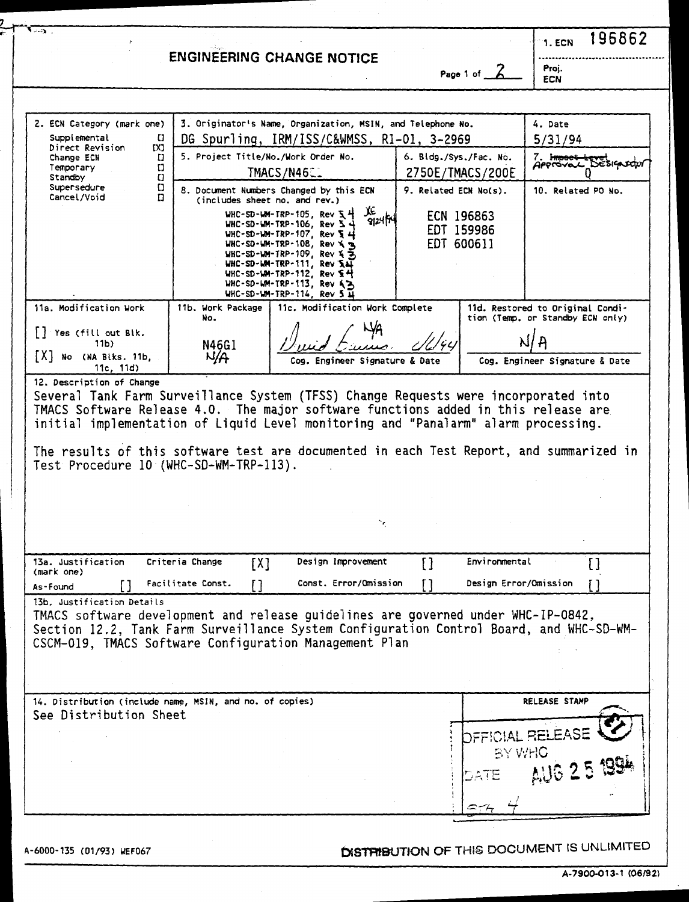# ENGINEERING CHANGE NOTICE

Page 1 of 2

1. ECN 196862

Proj. ECN

| 2. ECN Category (mark one) | 3. Originator's Name, Organization, MSIN, and Telephone No. | | 4. Date |
|---|---|---|---|
| Supplemental [ ]<br>Direct Revision [X]<br>Change ECN [ ]<br>Temporary [ ]<br>Standby [ ]<br>Supersedure [ ]<br>Cancel/Void [ ] | DG Spurling, IRM/ISS/C&WMSS, R1-01, 3-2969 | | 5/31/94 |
| | 5. Project Title/No./Work Order No.<br>TMACS/N46__ | 6. Bldg./Sys./Fac. No.<br>2750E/TMACS/200E | 7. ~~Impact Level~~ Approval Designator<br>Q |
| | 8. Document Numbers Changed by this ECN (includes sheet no. and rev.)<br>WHC-SD-WM-TRP-105, Rev ~~3~~ 4<br>WHC-SD-WM-TRP-106, Rev ~~3~~ 4<br>WHC-SD-WM-TRP-107, Rev ~~3~~ 4<br>WHC-SD-WM-TRP-108, Rev ~~2~~ 3<br>WHC-SD-WM-TRP-109, Rev ~~2~~ 3<br>WHC-SD-WM-TRP-111, Rev ~~3~~ 4<br>WHC-SD-WM-TRP-112, Rev ~~3~~ 4<br>WHC-SD-WM-TRP-113, Rev ~~2~~ 3<br>WHC-SD-WM-TRP-114, Rev ~~3~~ 4<br>XE 9/24/94 | 9. Related ECN No(s).<br>ECN 196863<br>EDT 159986<br>EDT 600611 | 10. Related PO No. |

| 11a. Modification Work | 11b. Work Package No. | 11c. Modification Work Complete | 11d. Restored to Original Condition (Temp. or Standby ECN only) |
|---|---|---|---|
| [ ] Yes (fill out Blk. 11b)<br>[X] No (NA Blks. 11b, 11c, 11d) | N46G1<br>N/A | N/A<br>Cog. Engineer Signature & Date | N/A<br>Cog. Engineer Signature & Date |

**12. Description of Change**

Several Tank Farm Surveillance System (TFSS) Change Requests were incorporated into TMACS Software Release 4.0. The major software functions added in this release are initial implementation of Liquid Level monitoring and "Panalarm" alarm processing.

The results of this software test are documented in each Test Report, and summarized in Test Procedure 10 (WHC-SD-WM-TRP-113).

**13a. Justification (mark one)**

| | | | |
|---|---|---|---|
| Criteria Change [X] | Design Improvement [ ] | Environmental [ ] | |
| As-Found [ ] | Facilitate Const. [ ] | Const. Error/Omission [ ] | Design Error/Omission [ ] |

**13b. Justification Details**

TMACS software development and release guidelines are governed under WHC-IP-0842, Section 12.2, Tank Farm Surveillance System Configuration Control Board, and WHC-SD-WM-CSCM-019, TMACS Software Configuration Management Plan

**14. Distribution (include name, MSIN, and no. of copies)**

See Distribution Sheet

RELEASE STAMP

OFFICIAL RELEASE BY WHC
DATE AUG 25 1994
STA 4

A-6000-135 (01/93) WEF067

DISTRIBUTION OF THIS DOCUMENT IS UNLIMITED

A-7900-013-1 (06/92)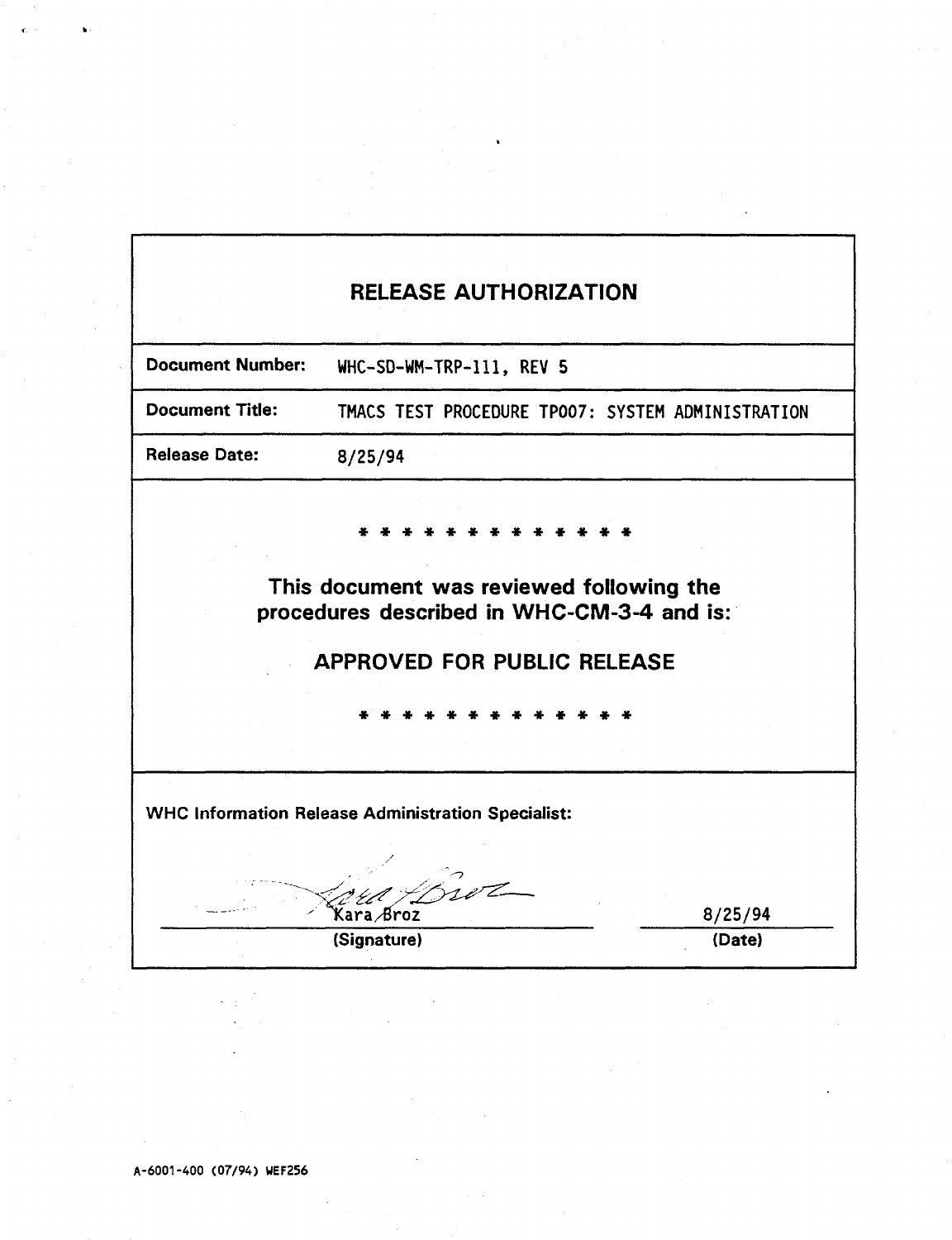# RELEASE AUTHORIZATION

| | |
|---|---|
| **Document Number:** | WHC-SD-WM-TRP-111, REV 5 |
| **Document Title:** | TMACS TEST PROCEDURE TP007: SYSTEM ADMINISTRATION |
| **Release Date:** | 8/25/94 |

\* \* \* \* \* \* \* \* \* \* \* \* \* \*

**This document was reviewed following the procedures described in WHC-CM-3-4 and is:**

**APPROVED FOR PUBLIC RELEASE**

\* \* \* \* \* \* \* \* \* \* \* \* \* \*

**WHC Information Release Administration Specialist:**

| | |
|---|---|
| Kara Broz | 8/25/94 |
| **(Signature)** | **(Date)** |

A-6001-400 (07/94) WEF256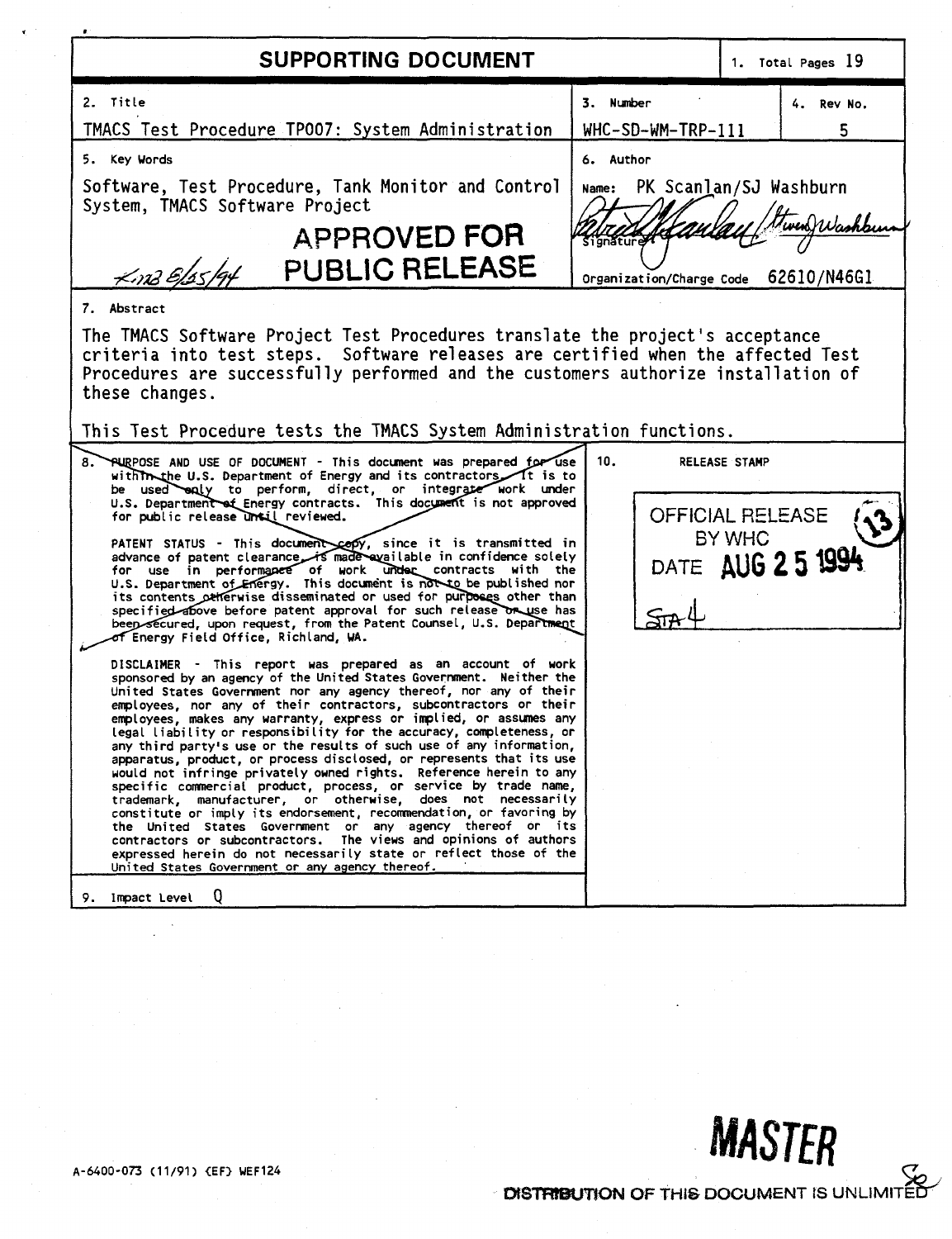# SUPPORTING DOCUMENT

| 1. Total Pages | 19 |
|---|---|

| 2. Title | 3. Number | 4. Rev No. |
|---|---|---|
| TMACS Test Procedure TP007: System Administration | WHC-SD-WM-TRP-111 | 5 |

**5. Key Words**

Software, Test Procedure, Tank Monitor and Control System, TMACS Software Project

**APPROVED FOR PUBLIC RELEASE**

KMB 8/25/94

**6. Author**

Name: PK Scanlan/SJ Washburn

Signature

Organization/Charge Code 62610/N46G1

**7. Abstract**

The TMACS Software Project Test Procedures translate the project's acceptance criteria into test steps. Software releases are certified when the affected Test Procedures are successfully performed and the customers authorize installation of these changes.

This Test Procedure tests the TMACS System Administration functions.

**8. PURPOSE AND USE OF DOCUMENT** - This document was prepared for use within the U.S. Department of Energy and its contractors. It is to be used only to perform, direct, or integrate work under U.S. Department of Energy contracts. This document is not approved for public release until reviewed.

PATENT STATUS - This document copy, since it is transmitted in advance of patent clearance, is made available in confidence solely for use in performance of work under contracts with the U.S. Department of Energy. This document is not to be published nor its contents otherwise disseminated or used for purposes other than specified above before patent approval for such release or use has been secured, upon request, from the Patent Counsel, U.S. Department of Energy Field Office, Richland, WA.

DISCLAIMER - This report was prepared as an account of work sponsored by an agency of the United States Government. Neither the United States Government nor any agency thereof, nor any of their employees, nor any of their contractors, subcontractors or their employees, makes any warranty, express or implied, or assumes any legal liability or responsibility for the accuracy, completeness, or any third party's use or the results of such use of any information, apparatus, product, or process disclosed, or represents that its use would not infringe privately owned rights. Reference herein to any specific commercial product, process, or service by trade name, trademark, manufacturer, or otherwise, does not necessarily constitute or imply its endorsement, recommendation, or favoring by the United States Government or any agency thereof or its contractors or subcontractors. The views and opinions of authors expressed herein do not necessarily state or reflect those of the United States Government or any agency thereof.

**9. Impact Level** Q

**10. RELEASE STAMP**

OFFICIAL RELEASE BY WHC
DATE AUG 25 1994
STA 4
(13)

A-6400-073 (11/91) (EF) WEF124

**MASTER**

DISTRIBUTION OF THIS DOCUMENT IS UNLIMITED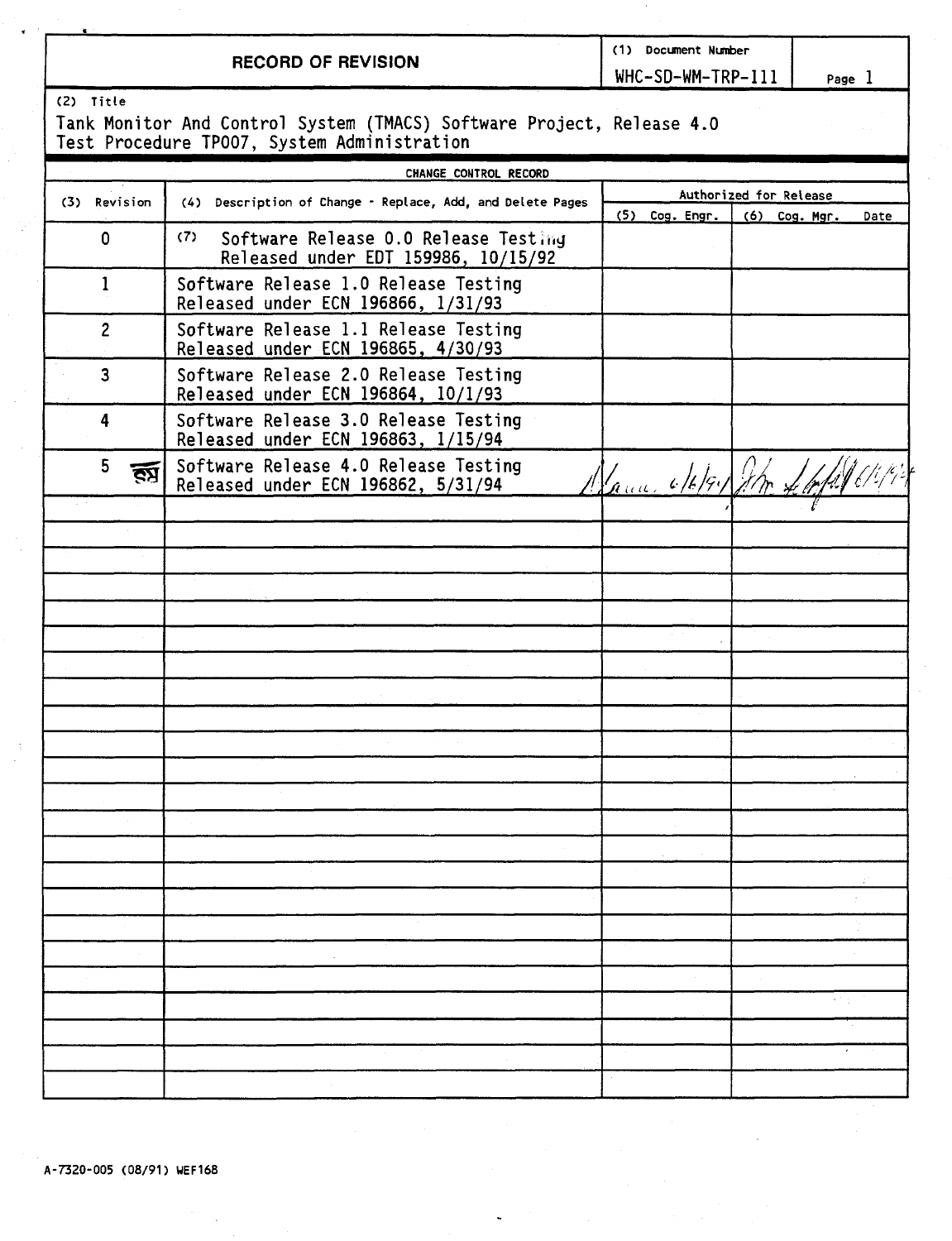# RECORD OF REVISION

(1) Document Number: WHC-SD-WM-TRP-111

Page 1

(2) Title

Tank Monitor And Control System (TMACS) Software Project, Release 4.0
Test Procedure TP007, System Administration

**CHANGE CONTROL RECORD**

| (3) Revision | (4) Description of Change - Replace, Add, and Delete Pages | Authorized for Release | |
|---|---|---|---|
| | | (5) Cog. Engr. | (6) Cog. Mgr. Date |
| 0 | (7) Software Release 0.0 Release Testing Released under EDT 159986, 10/15/92 | | |
| 1 | Software Release 1.0 Release Testing Released under ECN 196866, 1/31/93 | | |
| 2 | Software Release 1.1 Release Testing Released under ECN 196865, 4/30/93 | | |
| 3 | Software Release 2.0 Release Testing Released under ECN 196864, 10/1/93 | | |
| 4 | Software Release 3.0 Release Testing Released under ECN 196863, 1/15/94 | | |
| 5 RS | Software Release 4.0 Release Testing Released under ECN 196862, 5/31/94 | [signature] 6/6/94 | [signature] 6/6/94 |
| | | | |
| | | | |
| | | | |
| | | | |
| | | | |
| | | | |
| | | | |
| | | | |
| | | | |
| | | | |
| | | | |
| | | | |
| | | | |
| | | | |
| | | | |
| | | | |
| | | | |
| | | | |
| | | | |
| | | | |
| | | | |
| | | | |
| | | | |
| | | | |

A-7320-005 (08/91) WEF168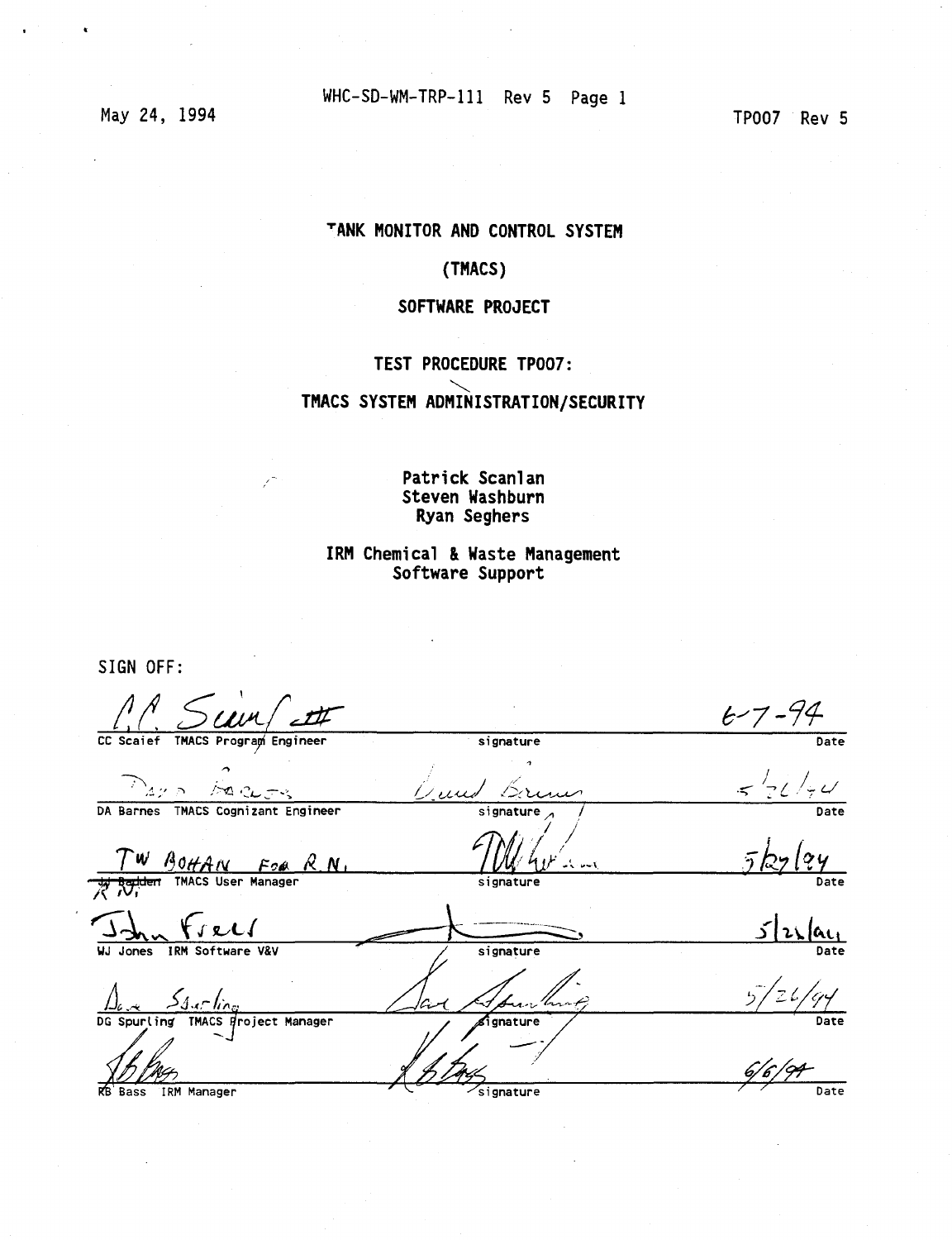May 24, 1994

WHC-SD-WM-TRP-111 Rev 5 Page 1

TP007 Rev 5

# TANK MONITOR AND CONTROL SYSTEM

# (TMACS)

# SOFTWARE PROJECT

## TEST PROCEDURE TP007:

## TMACS SYSTEM ADMINISTRATION/SECURITY

**Patrick Scanlan**
**Steven Washburn**
**Ryan Seghers**

**IRM Chemical & Waste Management**
**Software Support**

SIGN OFF:

| Name | Signature | Date |
|---|---|---|
| CC Scaief TMACS Program Engineer | signature | 6-7-94 |
| DA Barnes TMACS Cognizant Engineer | signature | 5/26/94 |
| TW Bohan for R.N. ~~JJ Badden~~ TMACS User Manager | signature | 5/27/94 |
| WJ Jones IRM Software V&V | signature | 5/26/94 |
| DG Spurling TMACS Project Manager | signature | 5/26/94 |
| RB Bass IRM Manager | signature | 6/6/94 |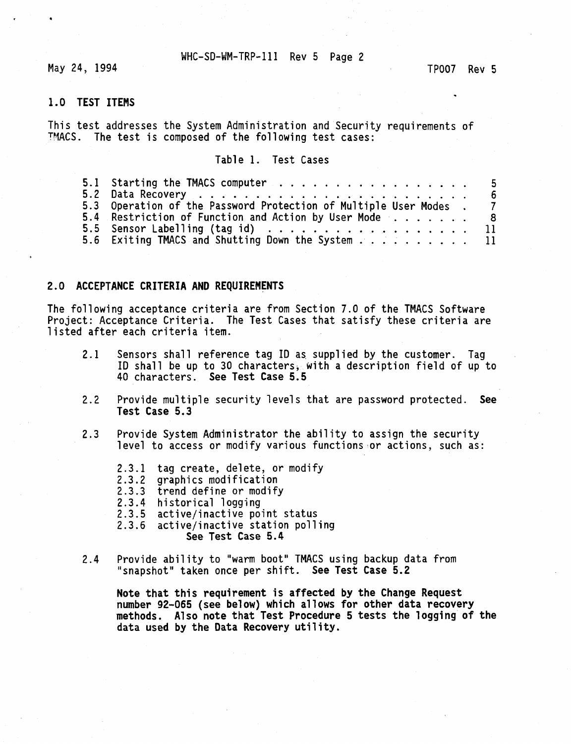## 1.0 TEST ITEMS

This test addresses the System Administration and Security requirements of TMACS. The test is composed of the following test cases:

Table 1. Test Cases

| | | |
|---|---|---|
| 5.1 | Starting the TMACS computer | 5 |
| 5.2 | Data Recovery | 6 |
| 5.3 | Operation of the Password Protection of Multiple User Modes | 7 |
| 5.4 | Restriction of Function and Action by User Mode | 8 |
| 5.5 | Sensor Labelling (tag id) | 11 |
| 5.6 | Exiting TMACS and Shutting Down the System | 11 |

## 2.0 ACCEPTANCE CRITERIA AND REQUIREMENTS

The following acceptance criteria are from Section 7.0 of the TMACS Software Project: Acceptance Criteria. The Test Cases that satisfy these criteria are listed after each criteria item.

2.1 Sensors shall reference tag ID as supplied by the customer. Tag ID shall be up to 30 characters, with a description field of up to 40 characters. **See Test Case 5.5**

2.2 Provide multiple security levels that are password protected. **See Test Case 5.3**

2.3 Provide System Administrator the ability to assign the security level to access or modify various functions or actions, such as:

- 2.3.1 tag create, delete, or modify
- 2.3.2 graphics modification
- 2.3.3 trend define or modify
- 2.3.4 historical logging
- 2.3.5 active/inactive point status
- 2.3.6 active/inactive station polling

**See Test Case 5.4**

2.4 Provide ability to "warm boot" TMACS using backup data from "snapshot" taken once per shift. **See Test Case 5.2**

**Note that this requirement is affected by the Change Request number 92-065 (see below) which allows for other data recovery methods. Also note that Test Procedure 5 tests the logging of the data used by the Data Recovery utility.**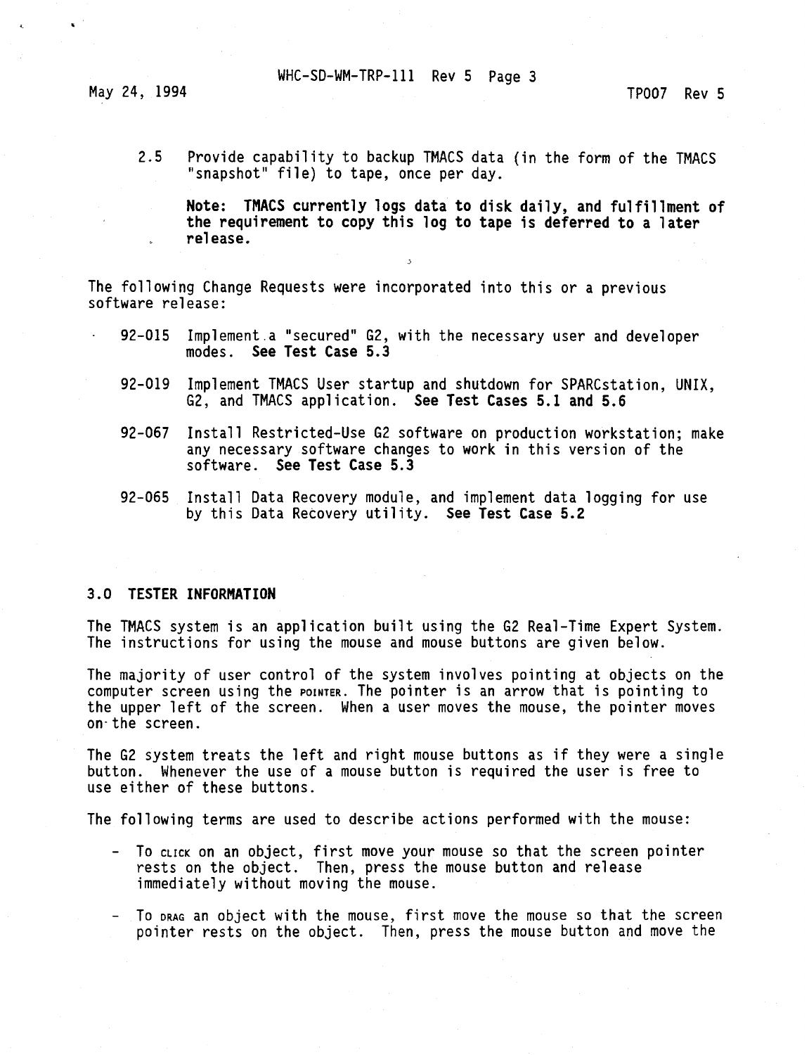2.5 Provide capability to backup TMACS data (in the form of the TMACS "snapshot" file) to tape, once per day.

**Note: TMACS currently logs data to disk daily, and fulfillment of the requirement to copy this log to tape is deferred to a later release.**

The following Change Requests were incorporated into this or a previous software release:

- 92-015 Implement a "secured" G2, with the necessary user and developer modes. **See Test Case 5.3**
- 92-019 Implement TMACS User startup and shutdown for SPARCstation, UNIX, G2, and TMACS application. **See Test Cases 5.1 and 5.6**
- 92-067 Install Restricted-Use G2 software on production workstation; make any necessary software changes to work in this version of the software. **See Test Case 5.3**
- 92-065 Install Data Recovery module, and implement data logging for use by this Data Recovery utility. **See Test Case 5.2**

## 3.0 TESTER INFORMATION

The TMACS system is an application built using the G2 Real-Time Expert System. The instructions for using the mouse and mouse buttons are given below.

The majority of user control of the system involves pointing at objects on the computer screen using the POINTER. The pointer is an arrow that is pointing to the upper left of the screen. When a user moves the mouse, the pointer moves on the screen.

The G2 system treats the left and right mouse buttons as if they were a single button. Whenever the use of a mouse button is required the user is free to use either of these buttons.

The following terms are used to describe actions performed with the mouse:

- To CLICK on an object, first move your mouse so that the screen pointer rests on the object. Then, press the mouse button and release immediately without moving the mouse.
- To DRAG an object with the mouse, first move the mouse so that the screen pointer rests on the object. Then, press the mouse button and move the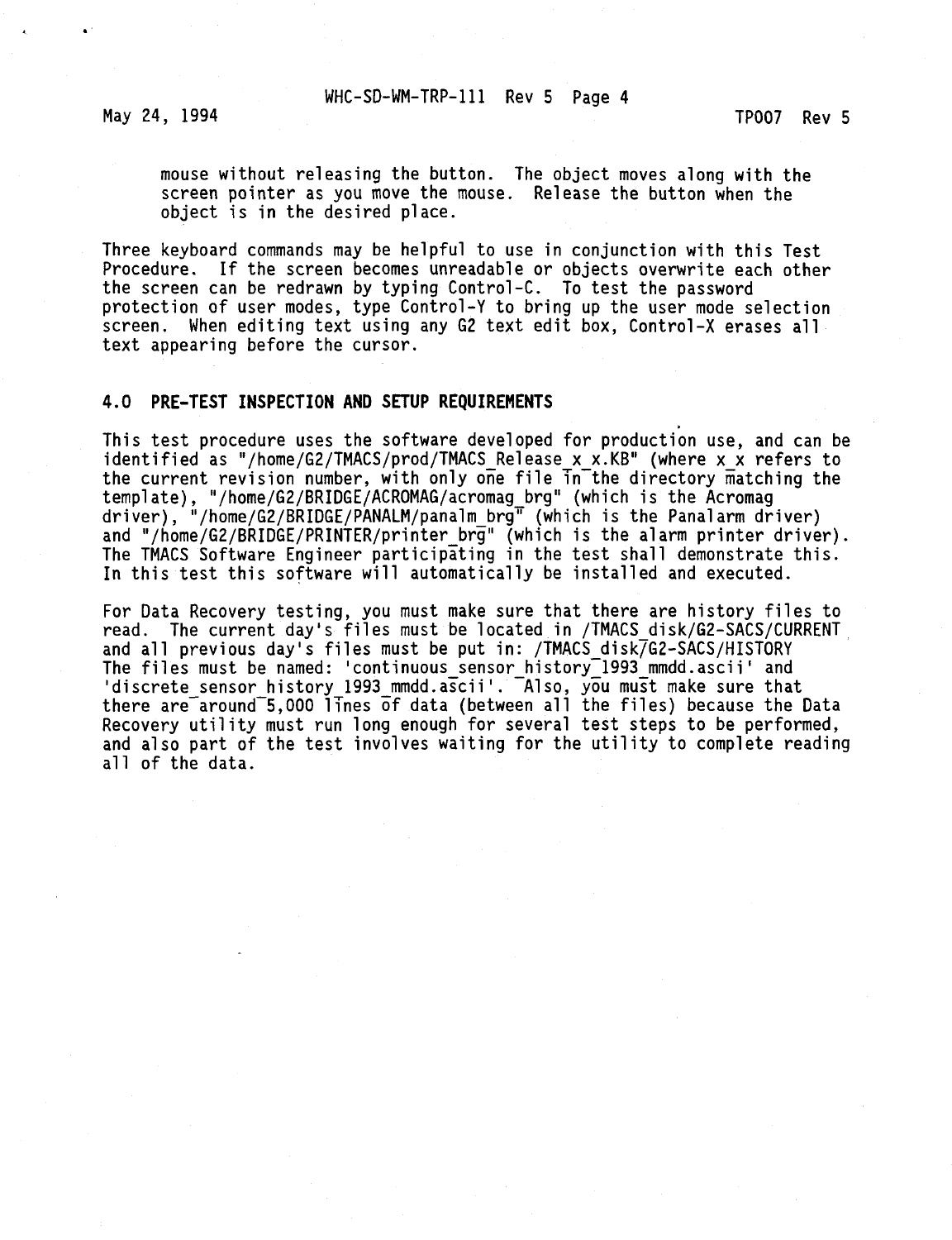mouse without releasing the button. The object moves along with the screen pointer as you move the mouse. Release the button when the object is in the desired place.

Three keyboard commands may be helpful to use in conjunction with this Test Procedure. If the screen becomes unreadable or objects overwrite each other the screen can be redrawn by typing Control-C. To test the password protection of user modes, type Control-Y to bring up the user mode selection screen. When editing text using any G2 text edit box, Control-X erases all text appearing before the cursor.

## 4.0 PRE-TEST INSPECTION AND SETUP REQUIREMENTS

This test procedure uses the software developed for production use, and can be identified as "/home/G2/TMACS/prod/TMACS_Release_x_x.KB" (where x_x refers to the current revision number, with only one file in the directory matching the template), "/home/G2/BRIDGE/ACROMAG/acromag_brg" (which is the Acromag driver), "/home/G2/BRIDGE/PANALM/panalm_brg" (which is the Panalarm driver) and "/home/G2/BRIDGE/PRINTER/printer_brg" (which is the alarm printer driver). The TMACS Software Engineer participating in the test shall demonstrate this. In this test this software will automatically be installed and executed.

For Data Recovery testing, you must make sure that there are history files to read. The current day's files must be located in /TMACS_disk/G2-SACS/CURRENT and all previous day's files must be put in: /TMACS_disk/G2-SACS/HISTORY The files must be named: 'continuous_sensor_history_1993_mmdd.ascii' and 'discrete_sensor_history_1993_mmdd.ascii'. Also, you must make sure that there are around 5,000 lines of data (between all the files) because the Data Recovery utility must run long enough for several test steps to be performed, and also part of the test involves waiting for the utility to complete reading all of the data.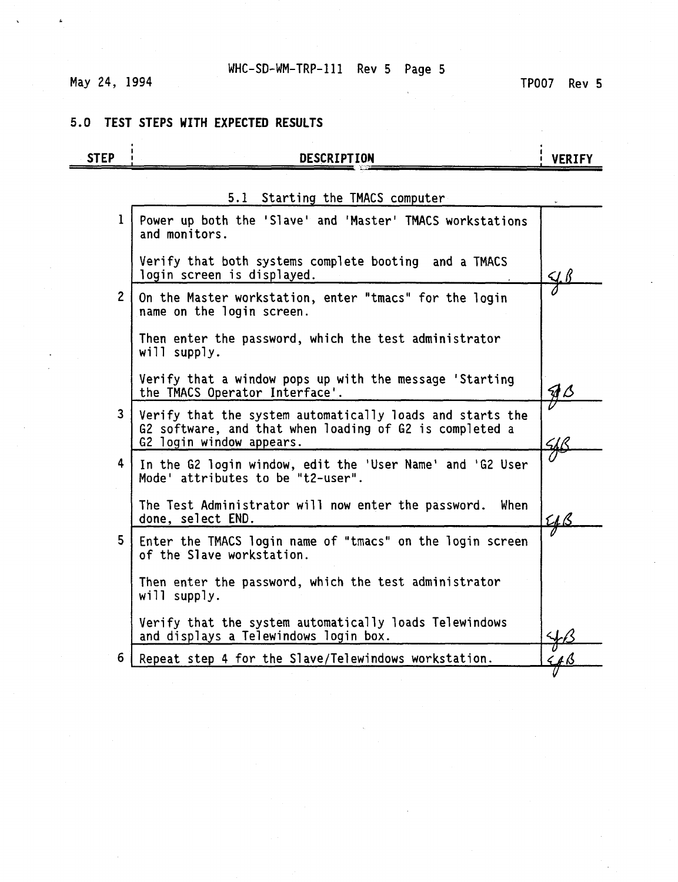## 5.0 TEST STEPS WITH EXPECTED RESULTS

| STEP | DESCRIPTION | VERIFY |
|---|---|---|
| | 5.1 Starting the TMACS computer | |
| 1 | Power up both the 'Slave' and 'Master' TMACS workstations and monitors.<br><br>Verify that both systems complete booting and a TMACS login screen is displayed. | SJB |
| 2 | On the Master workstation, enter "tmacs" for the login name on the login screen.<br><br>Then enter the password, which the test administrator will supply.<br><br>Verify that a window pops up with the message 'Starting the TMACS Operator Interface'. | SJB |
| 3 | Verify that the system automatically loads and starts the G2 software, and that when loading of G2 is completed a G2 login window appears. | SJB |
| 4 | In the G2 login window, edit the 'User Name' and 'G2 User Mode' attributes to be "t2-user".<br><br>The Test Administrator will now enter the password. When done, select END. | SJB |
| 5 | Enter the TMACS login name of "tmacs" on the login screen of the Slave workstation.<br><br>Then enter the password, which the test administrator will supply.<br><br>Verify that the system automatically loads Telewindows and displays a Telewindows login box. | SJB |
| 6 | Repeat step 4 for the Slave/Telewindows workstation. | SJB |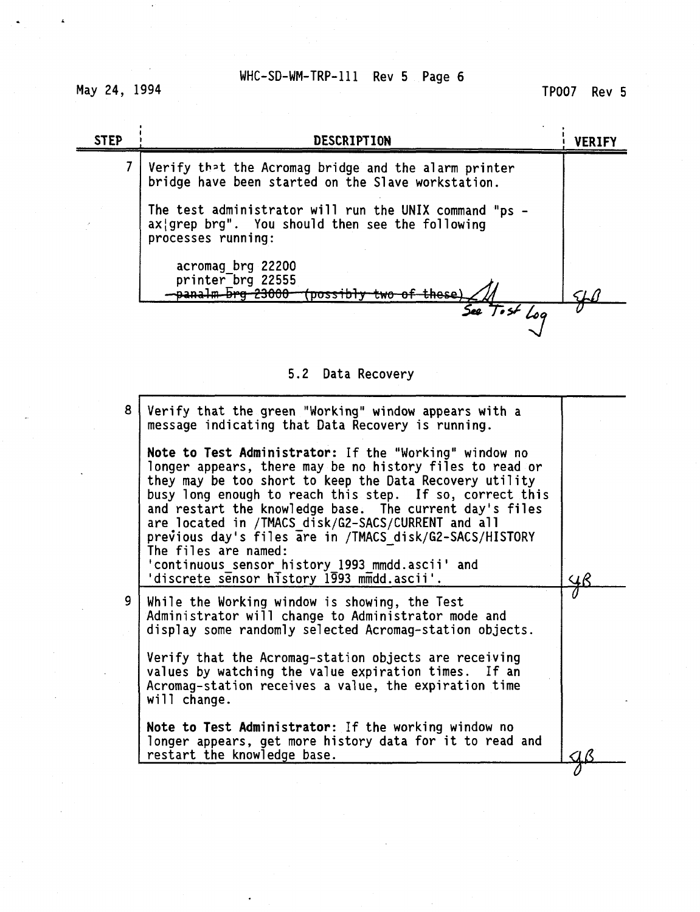| STEP | DESCRIPTION | VERIFY |
| --- | --- | --- |
| 7 | Verify that the Acromag bridge and the alarm printer bridge have been started on the Slave workstation.<br><br>The test administrator will run the UNIX command "ps -ax¦grep brg". You should then see the following processes running:<br><br>acromag_brg 22200<br>printer_brg 22555<br>~~panalm_brg 23000 (possibly two of these)~~ See Test Log | JB |

5.2 Data Recovery

| STEP | DESCRIPTION | VERIFY |
| --- | --- | --- |
| 8 | Verify that the green "Working" window appears with a message indicating that Data Recovery is running.<br><br>**Note to Test Administrator:** If the "Working" window no longer appears, there may be no history files to read or they may be too short to keep the Data Recovery utility busy long enough to reach this step. If so, correct this and restart the knowledge base. The current day's files are located in /TMACS_disk/G2-SACS/CURRENT and all previous day's files are in /TMACS_disk/G2-SACS/HISTORY The files are named:<br>'continuous_sensor_history_1993_mmdd.ascii' and<br>'discrete_sensor_history_1993_mmdd.ascii'. | JB |
| 9 | While the Working window is showing, the Test Administrator will change to Administrator mode and display some randomly selected Acromag-station objects.<br><br>Verify that the Acromag-station objects are receiving values by watching the value expiration times. If an Acromag-station receives a value, the expiration time will change.<br><br>**Note to Test Administrator:** If the working window no longer appears, get more history data for it to read and restart the knowledge base. | JB |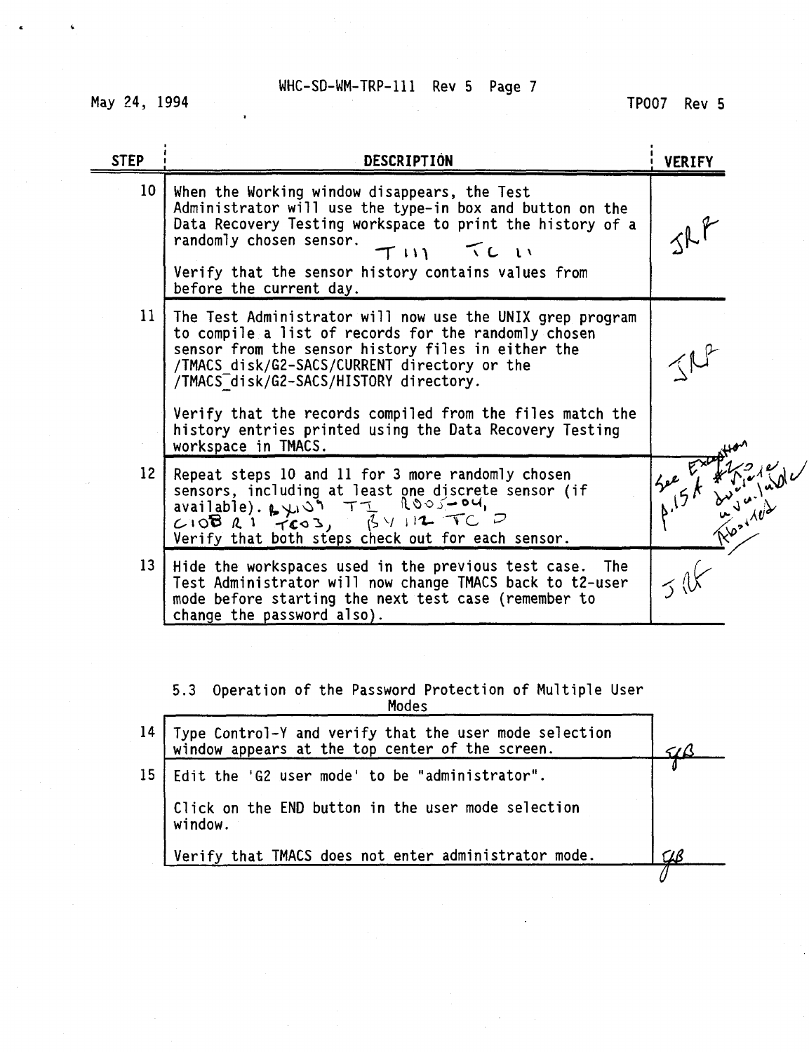May 24, 1994 TP007 Rev 5

| STEP | DESCRIPTION | VERIFY |
|---|---|---|
| 10 | When the Working window disappears, the Test Administrator will use the type-in box and button on the Data Recovery Testing workspace to print the history of a randomly chosen sensor. T 111 TC 11<br><br>Verify that the sensor history contains values from before the current day. | JRF |
| 11 | The Test Administrator will now use the UNIX grep program to compile a list of records for the randomly chosen sensor from the sensor history files in either the /TMACS_disk/G2-SACS/CURRENT directory or the /TMACS_disk/G2-SACS/HISTORY directory.<br><br>Verify that the records compiled from the files match the history entries printed using the Data Recovery Testing workspace in TMACS. | JRF |
| 12 | Repeat steps 10 and 11 for 3 more randomly chosen sensors, including at least one discrete sensor (if available). BY109 TI R005-04, C108 R1 TC03, BY112 TC D<br><br>Verify that both steps check out for each sensor. | See Exception #2 p.15A discrete unavailable Aborted |
| 13 | Hide the workspaces used in the previous test case. The Test Administrator will now change TMACS back to t2-user mode before starting the next test case (remember to change the password also). | JRF |

5.3 Operation of the Password Protection of Multiple User Modes

| STEP | DESCRIPTION | VERIFY |
|---|---|---|
| 14 | Type Control-Y and verify that the user mode selection window appears at the top center of the screen. | GB |
| 15 | Edit the 'G2 user mode' to be "administrator".<br><br>Click on the END button in the user mode selection window.<br><br>Verify that TMACS does not enter administrator mode. | GB |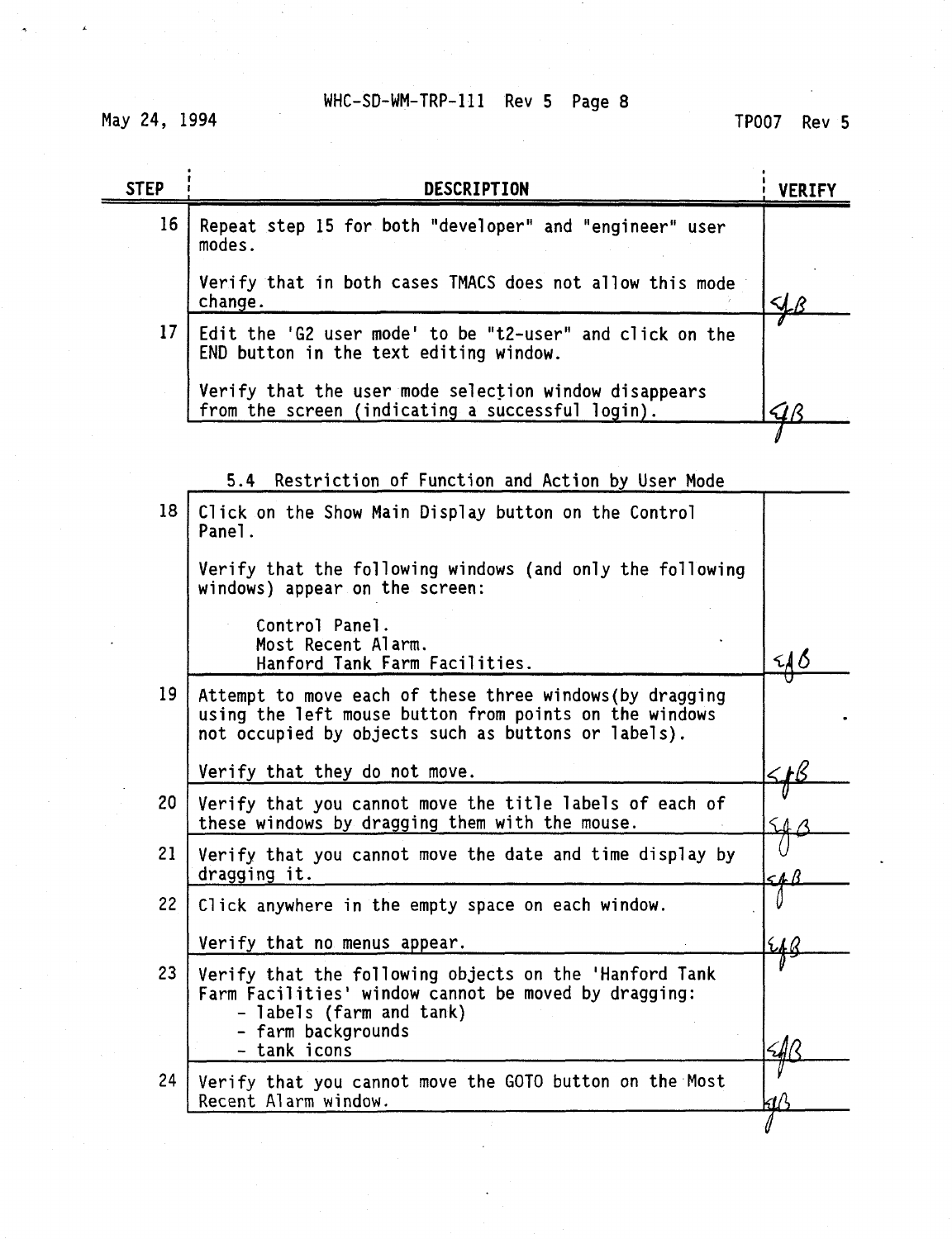| STEP | DESCRIPTION | VERIFY |
|---|---|---|
| 16 | Repeat step 15 for both "developer" and "engineer" user modes.<br><br>Verify that in both cases TMACS does not allow this mode change. | SJB |
| 17 | Edit the 'G2 user mode' to be "t2-user" and click on the END button in the text editing window.<br><br>Verify that the user mode selection window disappears from the screen (indicating a successful login). | SJB |

## 5.4 Restriction of Function and Action by User Mode

| STEP | DESCRIPTION | VERIFY |
|---|---|---|
| 18 | Click on the Show Main Display button on the Control Panel.<br><br>Verify that the following windows (and only the following windows) appear on the screen:<br><br>Control Panel.<br>Most Recent Alarm.<br>Hanford Tank Farm Facilities. | SJB |
| 19 | Attempt to move each of these three windows(by dragging using the left mouse button from points on the windows not occupied by objects such as buttons or labels).<br><br>Verify that they do not move. | SJB |
| 20 | Verify that you cannot move the title labels of each of these windows by dragging them with the mouse. | SJB |
| 21 | Verify that you cannot move the date and time display by dragging it. | SJB |
| 22 | Click anywhere in the empty space on each window.<br><br>Verify that no menus appear. | SJB |
| 23 | Verify that the following objects on the 'Hanford Tank Farm Facilities' window cannot be moved by dragging:<br>- labels (farm and tank)<br>- farm backgrounds<br>- tank icons | SJB |
| 24 | Verify that you cannot move the GOTO button on the Most Recent Alarm window. | SJB |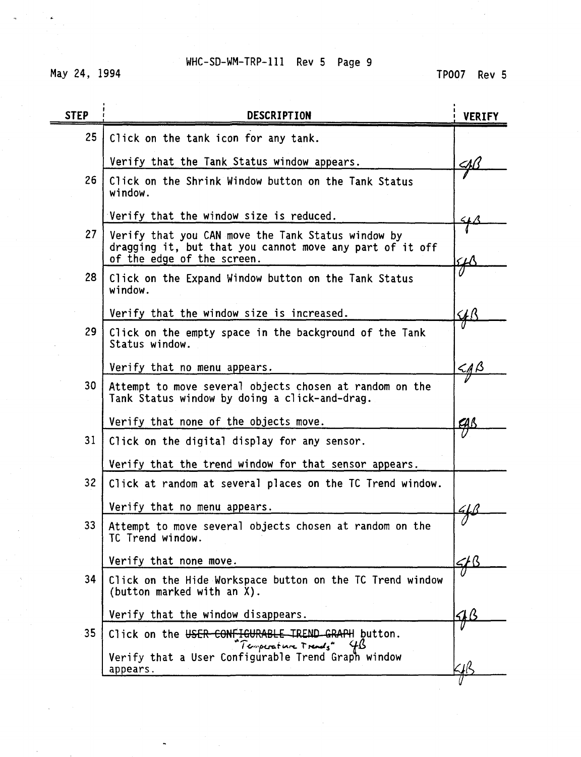| STEP | DESCRIPTION | VERIFY |
|---|---|---|
| 25 | Click on the tank icon for any tank.<br><br>Verify that the Tank Status window appears. | SfB |
| 26 | Click on the Shrink Window button on the Tank Status window.<br><br>Verify that the window size is reduced. | SfB |
| 27 | Verify that you CAN move the Tank Status window by dragging it, but that you cannot move any part of it off of the edge of the screen. | SfB |
| 28 | Click on the Expand Window button on the Tank Status window.<br><br>Verify that the window size is increased. | SfB |
| 29 | Click on the empty space in the background of the Tank Status window.<br><br>Verify that no menu appears. | SfB |
| 30 | Attempt to move several objects chosen at random on the Tank Status window by doing a click-and-drag.<br><br>Verify that none of the objects move. | SfB |
| 31 | Click on the digital display for any sensor.<br><br>Verify that the trend window for that sensor appears. | |
| 32 | Click at random at several places on the TC Trend window.<br><br>Verify that no menu appears. | SfB |
| 33 | Attempt to move several objects chosen at random on the TC Trend window.<br><br>Verify that none move. | SfB |
| 34 | Click on the Hide Workspace button on the TC Trend window (button marked with an X).<br><br>Verify that the window disappears. | SfB |
| 35 | Click on the ~~USER CONFIGURABLE TREND GRAPH~~ "Temperature Trends" SfB button.<br><br>Verify that a User Configurable Trend Graph window appears. | SfB |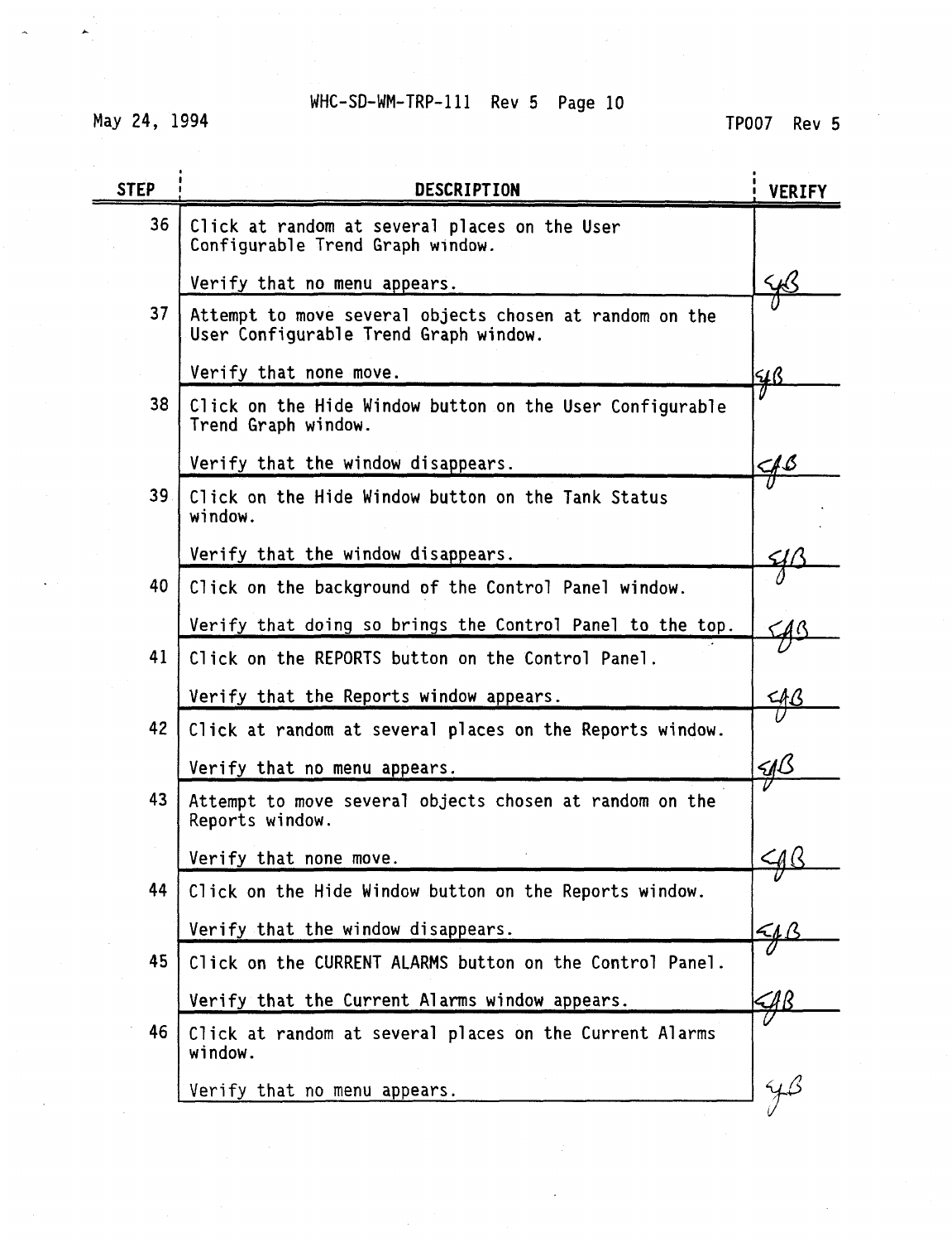| STEP | DESCRIPTION | VERIFY |
|---|---|---|
| 36 | Click at random at several places on the User Configurable Trend Graph window.<br><br>Verify that no menu appears. | SJB |
| 37 | Attempt to move several objects chosen at random on the User Configurable Trend Graph window.<br><br>Verify that none move. | SJB |
| 38 | Click on the Hide Window button on the User Configurable Trend Graph window.<br><br>Verify that the window disappears. | SJB |
| 39 | Click on the Hide Window button on the Tank Status window.<br><br>Verify that the window disappears. | SJB |
| 40 | Click on the background of the Control Panel window.<br><br>Verify that doing so brings the Control Panel to the top. | SJB |
| 41 | Click on the REPORTS button on the Control Panel.<br><br>Verify that the Reports window appears. | SJB |
| 42 | Click at random at several places on the Reports window.<br><br>Verify that no menu appears. | SJB |
| 43 | Attempt to move several objects chosen at random on the Reports window.<br><br>Verify that none move. | SJB |
| 44 | Click on the Hide Window button on the Reports window.<br><br>Verify that the window disappears. | SJB |
| 45 | Click on the CURRENT ALARMS button on the Control Panel.<br><br>Verify that the Current Alarms window appears. | SJB |
| 46 | Click at random at several places on the Current Alarms window.<br><br>Verify that no menu appears. | SJB |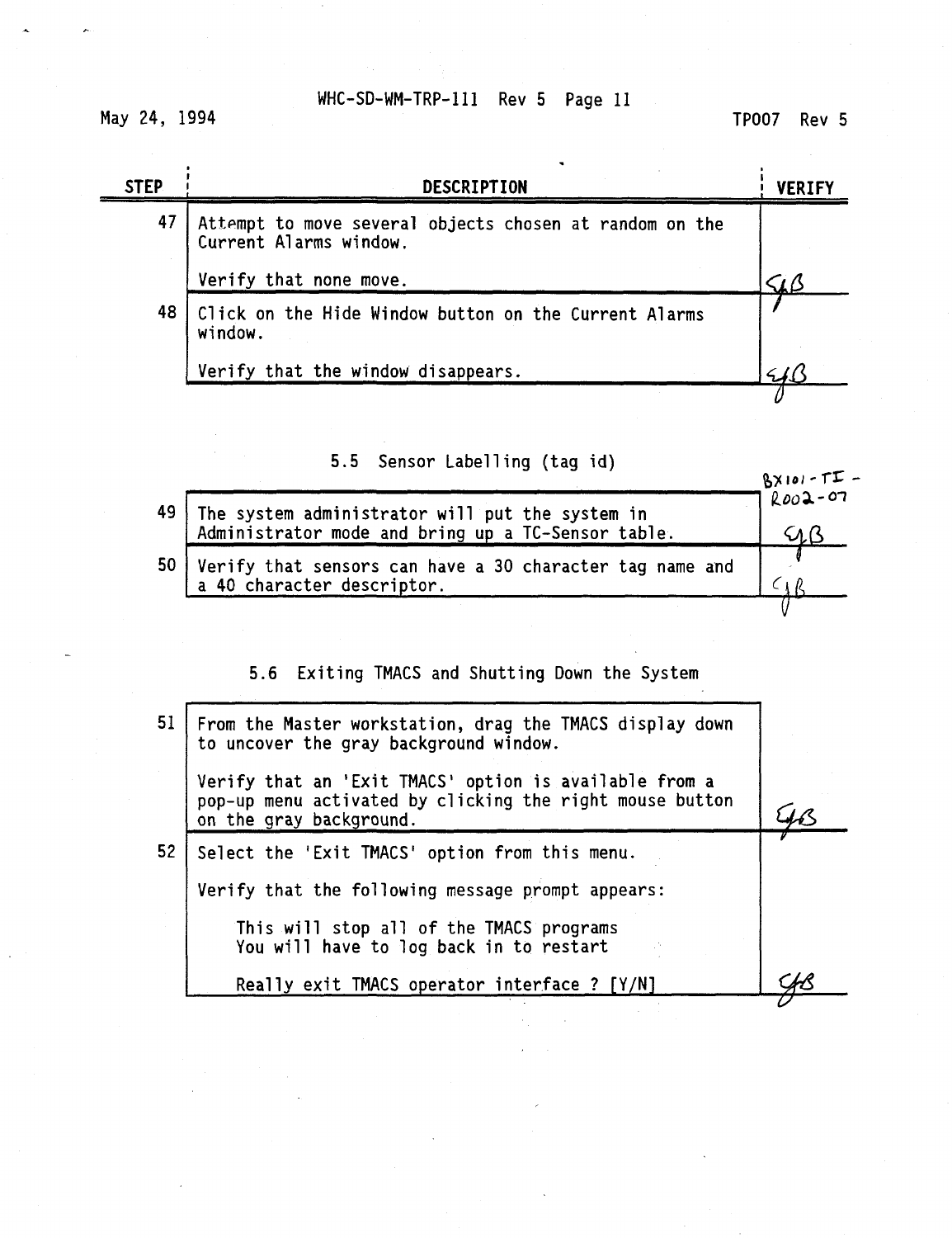| STEP | DESCRIPTION | VERIFY |
|---|---|---|
| 47 | Attempt to move several objects chosen at random on the Current Alarms window.<br><br>Verify that none move. | GB |
| 48 | Click on the Hide Window button on the Current Alarms window.<br><br>Verify that the window disappears. | GB |

## 5.5 Sensor Labelling (tag id)

| STEP | DESCRIPTION | VERIFY |
|---|---|---|
| 49 | The system administrator will put the system in Administrator mode and bring up a TC-Sensor table. | BX101-TI-R002-07<br>GB |
| 50 | Verify that sensors can have a 30 character tag name and a 40 character descriptor. | GB |

## 5.6 Exiting TMACS and Shutting Down the System

| STEP | DESCRIPTION | VERIFY |
|---|---|---|
| 51 | From the Master workstation, drag the TMACS display down to uncover the gray background window.<br><br>Verify that an 'Exit TMACS' option is available from a pop-up menu activated by clicking the right mouse button on the gray background. | GB |
| 52 | Select the 'Exit TMACS' option from this menu.<br><br>Verify that the following message prompt appears:<br><br>This will stop all of the TMACS programs<br>You will have to log back in to restart<br><br>Really exit TMACS operator interface ? [Y/N] | GB |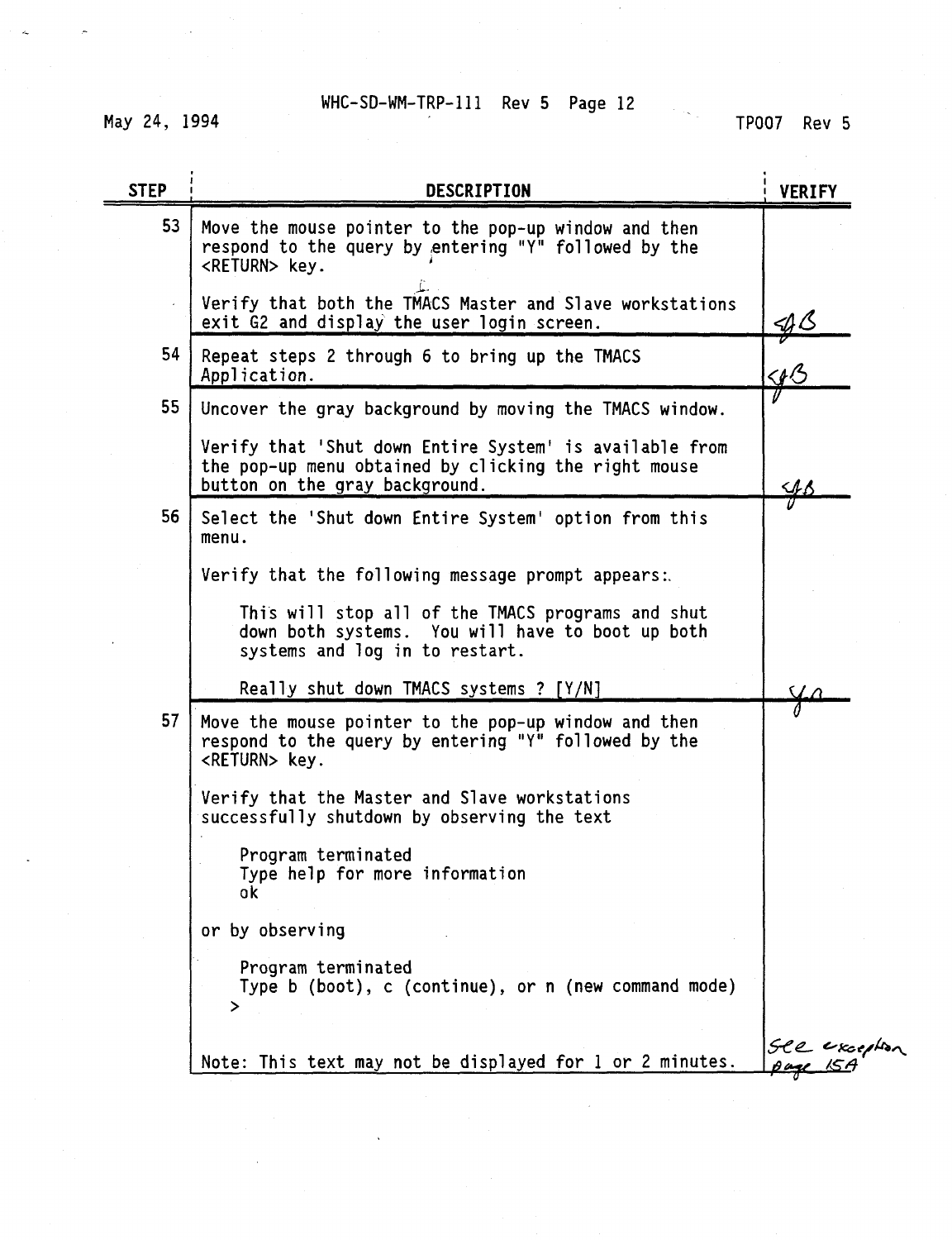| STEP | DESCRIPTION | VERIFY |
|---|---|---|
| 53 | Move the mouse pointer to the pop-up window and then respond to the query by entering "Y" followed by the <RETURN> key.<br><br>Verify that both the TMACS Master and Slave workstations exit G2 and display the user login screen. | GB |
| 54 | Repeat steps 2 through 6 to bring up the TMACS Application. | GB |
| 55 | Uncover the gray background by moving the TMACS window.<br><br>Verify that 'Shut down Entire System' is available from the pop-up menu obtained by clicking the right mouse button on the gray background. | GB |
| 56 | Select the 'Shut down Entire System' option from this menu.<br><br>Verify that the following message prompt appears:<br><br>This will stop all of the TMACS programs and shut down both systems. You will have to boot up both systems and log in to restart.<br><br>Really shut down TMACS systems ? [Y/N] | GB |
| 57 | Move the mouse pointer to the pop-up window and then respond to the query by entering "Y" followed by the <RETURN> key.<br><br>Verify that the Master and Slave workstations successfully shutdown by observing the text<br><br>Program terminated<br>Type help for more information<br>ok<br><br>or by observing<br><br>Program terminated<br>Type b (boot), c (continue), or n (new command mode)<br>><br><br>Note: This text may not be displayed for 1 or 2 minutes. | See exception page 15A |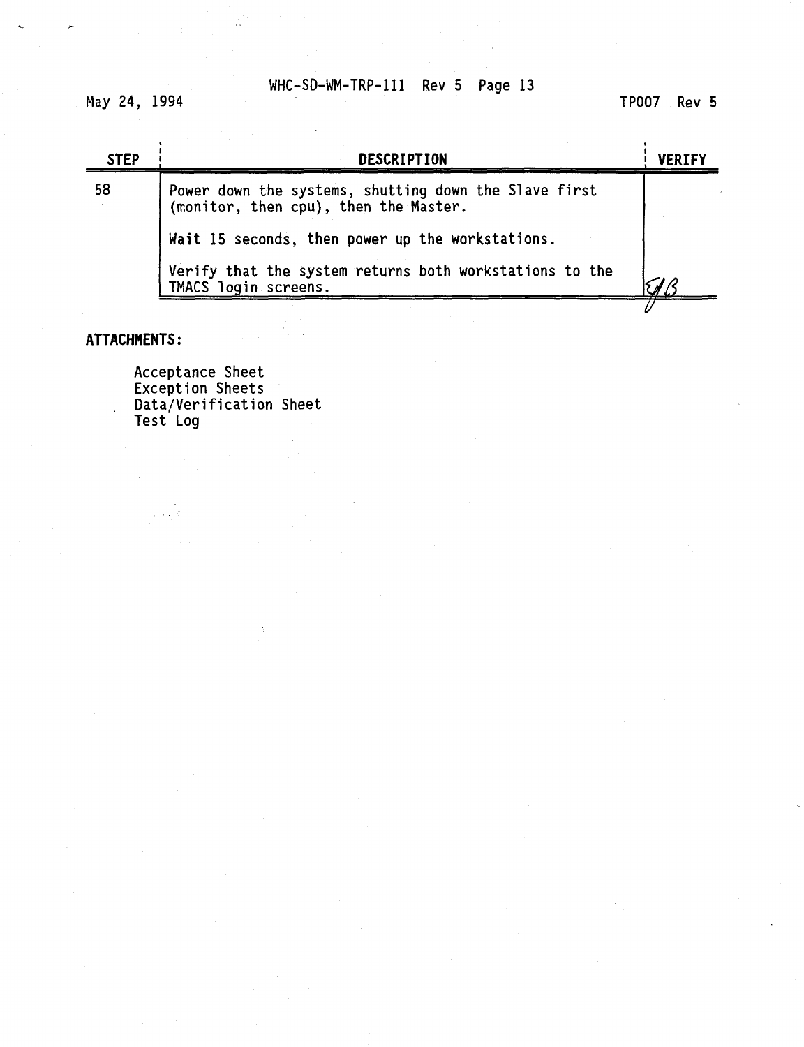| STEP | DESCRIPTION | VERIFY |
|---|---|---|
| 58 | Power down the systems, shutting down the Slave first (monitor, then cpu), then the Master.<br><br>Wait 15 seconds, then power up the workstations.<br><br>Verify that the system returns both workstations to the TMACS login screens. | EJB |

**ATTACHMENTS:**

Acceptance Sheet
Exception Sheets
Data/Verification Sheet
Test Log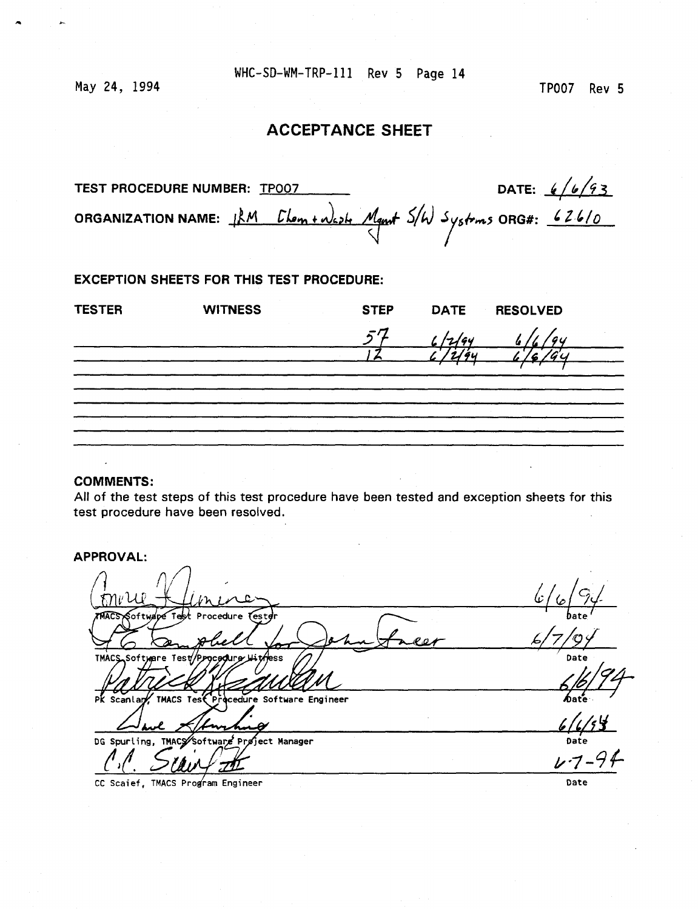May 24, 1994 TP007 Rev 5

# ACCEPTANCE SHEET

**TEST PROCEDURE NUMBER:** TP007 **DATE:** 6/6/93

**ORGANIZATION NAME:** IRM Chem + Waste Mgmt S/W Systems **ORG#:** 62610

**EXCEPTION SHEETS FOR THIS TEST PROCEDURE:**

| TESTER | WITNESS | STEP | DATE | RESOLVED |
|---|---|---|---|---|
| | | 57 | 6/2/94 | 6/6/94 |
| | | 12 | 6/2/94 | 6/6/94 |

**COMMENTS:**
All of the test steps of this test procedure have been tested and exception sheets for this test procedure have been resolved.

**APPROVAL:**

Connie Fleming — 6/6/94
TMACS Software Test Procedure Tester — Date

PG Campbell for John Freer — 6/7/94
TMACS Software Test Procedure Witness — Date

Patrick Scanlan — 6/6/94
PK Scanlan, TMACS Test Procedure Software Engineer — Date

Dave Spurling — 6/6/94
DG Spurling, TMACS Software Project Manager — Date

C.C. Scaief III — 6-7-94
CC Scaief, TMACS Program Engineer — Date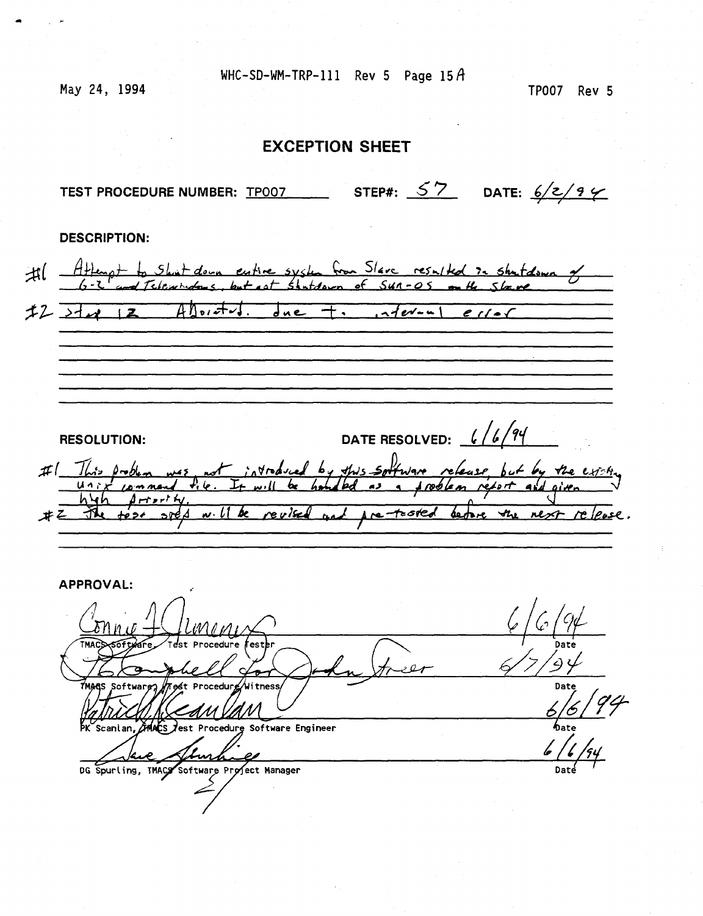May 24, 1994 | TP007 Rev 5

# EXCEPTION SHEET

**TEST PROCEDURE NUMBER:** TP007 **STEP#:** 57 **DATE:** 6/2/94

**DESCRIPTION:**

#1 Attempt to Shut down entire system from Slave resulted in shutdown of G-2 and Telewindows, but not Shutdown of Sun-OS on the Slave

#2 Step 12 Aborted. due to internal error

**RESOLUTION:** **DATE RESOLVED:** 6/6/94

#1 This problem was not introduced by this software release, but by the existing unix command file. It will be handled as a problem report and given high priority.

#2 The test step will be revised and pre-tested before the next release.

**APPROVAL:**

| Signature | Date |
|---|---|
| Connie J. Jimenez — TMACS Software Test Procedure Tester | 6/6/94 |
| R. Campbell for John Freer — TMACS Software Test Procedure Witness | 6/7/94 |
| Patrick Scanlan — PK Scanlan, TMACS Test Procedure Software Engineer | 6/6/94 |
| Dave Spurling — DG Spurling, TMACS Software Project Manager | 6/6/94 |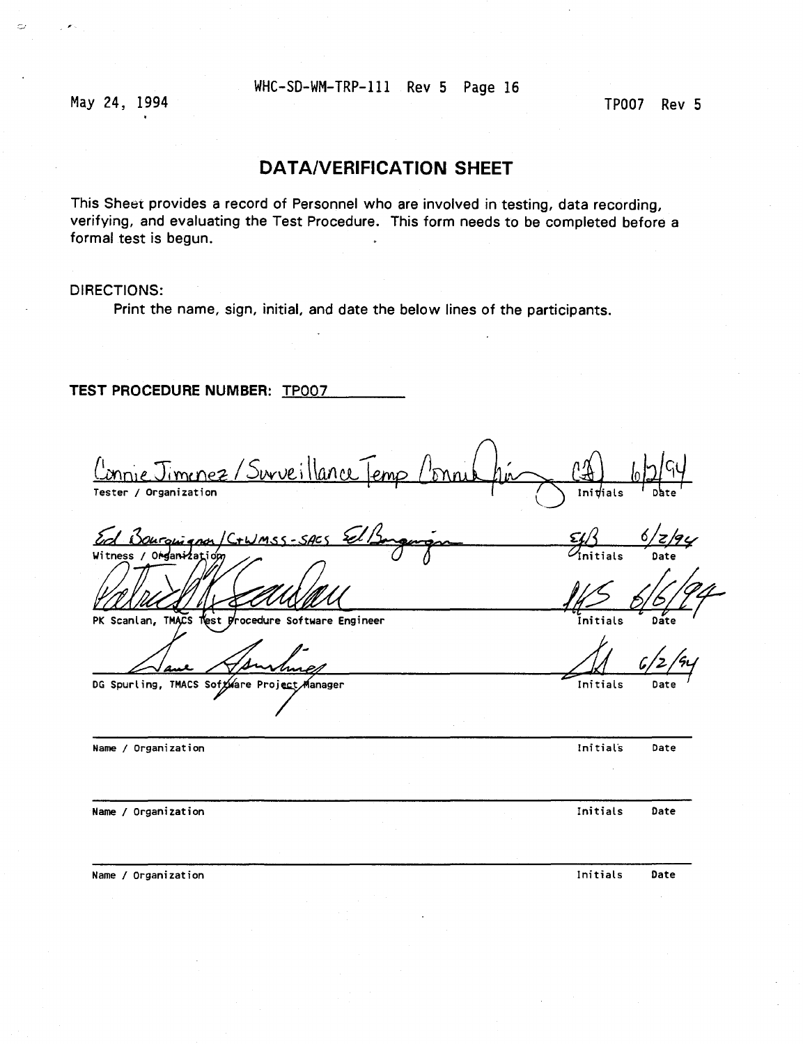# DATA/VERIFICATION SHEET

This Sheet provides a record of Personnel who are involved in testing, data recording, verifying, and evaluating the Test Procedure. This form needs to be completed before a formal test is begun.

DIRECTIONS:

Print the name, sign, initial, and date the below lines of the participants.

**TEST PROCEDURE NUMBER:** TP007

Connie Jimenez / Surveillance Temp — Connie Jimenez — CJ — 6/2/94
Tester / Organization — Initials — Date

Ed Bourguignon / C+WMSS-SACS — Ed Bourguignon — EJB — 6/2/94
Witness / Organization — Initials — Date

Patrick K Scanlan — PKS — 6/6/94
PK Scanlan, TMACS Test Procedure Software Engineer — Initials — Date

Dave Spurling — DS — 6/2/94
DG Spurling, TMACS Software Project Manager — Initials — Date

Name / Organization — Initials — Date

Name / Organization — Initials — Date

Name / Organization — Initials — Date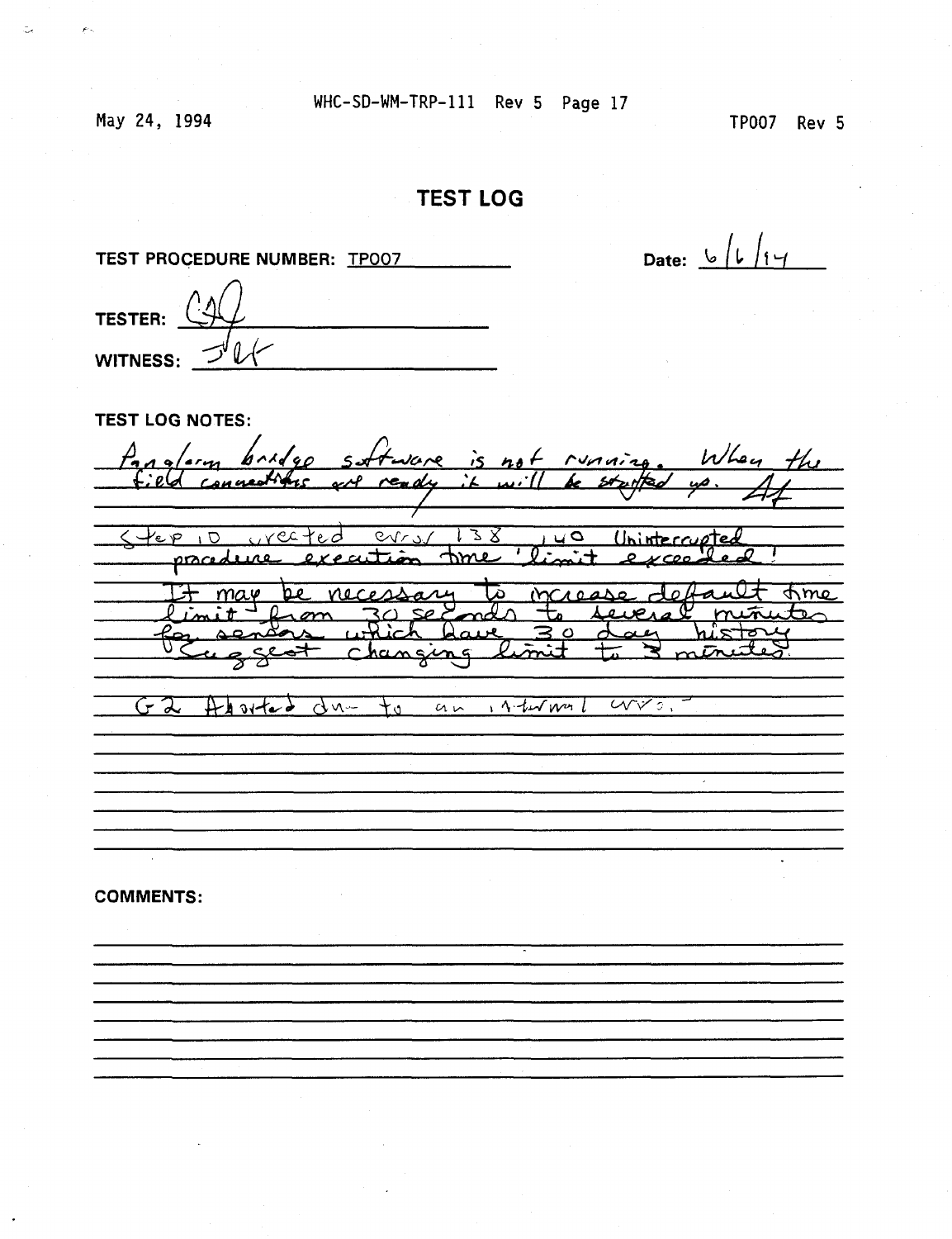# TEST LOG

**TEST PROCEDURE NUMBER:** TP007

**Date:** 6/6/94

**TESTER:** CJQ

**WITNESS:** JLK

**TEST LOG NOTES:**

Panalarm bridge software is not running. When the field connections get ready it will be started up. AT

Step 10 created error 138, 140 Uninterrupted procedure execution time 'limit exceeded'!

It may be necessary to increase default time limit from 30 seconds to several minutes for sensors which have 30 day history. Suggest changing limit to 3 minutes.

G2 Aborted due to an internal error.

**COMMENTS:**